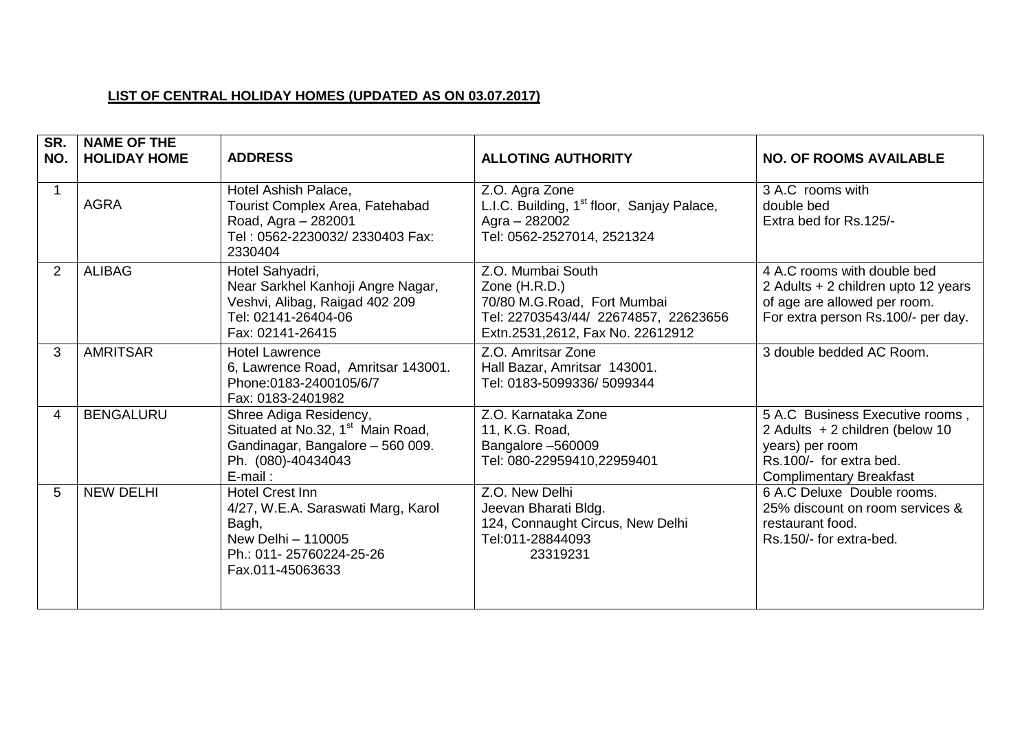**LIST OF CENTRAL HOLIDAY HOMES (UPDATED AS ON 03.07.2017)**

| SR. NO. | NAME OF THE HOLIDAY HOME | ADDRESS | ALLOTING AUTHORITY | NO. OF ROOMS AVAILABLE |
|---|---|---|---|---|
| 1 | AGRA | Hotel Ashish Palace, Tourist Complex Area, Fatehabad Road, Agra – 282001 Tel : 0562-2230032/ 2330403 Fax: 2330404 | Z.O. Agra Zone L.I.C. Building, 1st floor, Sanjay Palace, Agra – 282002 Tel: 0562-2527014, 2521324 | 3 A.C rooms with double bed Extra bed for Rs.125/- |
| 2 | ALIBAG | Hotel Sahyadri, Near Sarkhel Kanhoji Angre Nagar, Veshvi, Alibag, Raigad 402 209 Tel: 02141-26404-06 Fax: 02141-26415 | Z.O. Mumbai South Zone (H.R.D.) 70/80 M.G.Road, Fort Mumbai Tel: 22703543/44/ 22674857, 22623656 Extn.2531,2612, Fax No. 22612912 | 4 A.C rooms with double bed 2 Adults + 2 children upto 12 years of age are allowed per room. For extra person Rs.100/- per day. |
| 3 | AMRITSAR | Hotel Lawrence 6, Lawrence Road, Amritsar 143001. Phone:0183-2400105/6/7 Fax: 0183-2401982 | Z.O. Amritsar Zone Hall Bazar, Amritsar 143001. Tel: 0183-5099336/ 5099344 | 3 double bedded AC Room. |
| 4 | BENGALURU | Shree Adiga Residency, Situated at No.32, 1st Main Road, Gandinagar, Bangalore – 560 009. Ph. (080)-40434043 E-mail : | Z.O. Karnataka Zone 11, K.G. Road, Bangalore –560009 Tel: 080-22959410,22959401 | 5 A.C Business Executive rooms , 2 Adults + 2 children (below 10 years) per room Rs.100/- for extra bed. Complimentary Breakfast |
| 5 | NEW DELHI | Hotel Crest Inn 4/27, W.E.A. Saraswati Marg, Karol Bagh, New Delhi – 110005 Ph.: 011- 25760224-25-26 Fax.011-45063633 | Z.O. New Delhi Jeevan Bharati Bldg. 124, Connaught Circus, New Delhi Tel:011-28844093 23319231 | 6 A.C Deluxe Double rooms. 25% discount on room services & restaurant food. Rs.150/- for extra-bed. |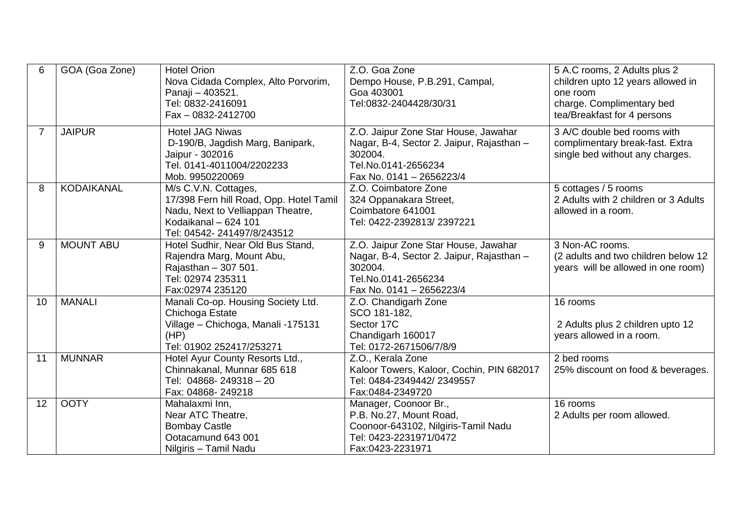| 6 | GOA (Goa Zone) | Hotel Orion<br>Nova Cidada Complex, Alto Porvorim, Panaji – 403521.<br>Tel: 0832-2416091<br>Fax – 0832-2412700 | Z.O. Goa Zone<br>Dempo House, P.B.291, Campal, Goa 403001<br>Tel:0832-2404428/30/31 | 5 A.C rooms, 2 Adults plus 2 children upto 12 years allowed in one room<br>charge. Complimentary bed tea/Breakfast for 4 persons |
|---|---|---|---|---|
| 7 | JAIPUR | Hotel JAG Niwas<br>D-190/B, Jagdish Marg, Banipark, Jaipur - 302016<br>Tel. 0141-4011004/2202233<br>Mob. 9950220069 | Z.O. Jaipur Zone Star House, Jawahar Nagar, B-4, Sector 2. Jaipur, Rajasthan – 302004.<br>Tel.No.0141-2656234<br>Fax No. 0141 – 2656223/4 | 3 A/C double bed rooms with complimentary break-fast. Extra single bed without any charges. |
| 8 | KODAIKANAL | M/s C.V.N. Cottages,<br>17/398 Fern hill Road, Opp. Hotel Tamil Nadu, Next to Velliappan Theatre, Kodaikanal – 624 101<br>Tel: 04542- 241497/8/243512 | Z.O. Coimbatore Zone<br>324 Oppanakara Street, Coimbatore 641001<br>Tel: 0422-2392813/ 2397221 | 5 cottages / 5 rooms<br>2 Adults with 2 children or 3 Adults allowed in a room. |
| 9 | MOUNT ABU | Hotel Sudhir, Near Old Bus Stand, Rajendra Marg, Mount Abu, Rajasthan – 307 501.<br>Tel: 02974 235311<br>Fax:02974 235120 | Z.O. Jaipur Zone Star House, Jawahar Nagar, B-4, Sector 2. Jaipur, Rajasthan – 302004.<br>Tel.No.0141-2656234<br>Fax No. 0141 – 2656223/4 | 3 Non-AC rooms.<br>(2 adults and two children below 12 years will be allowed in one room) |
| 10 | MANALI | Manali Co-op. Housing Society Ltd.<br>Chichoga Estate<br>Village – Chichoga, Manali -175131 (HP)<br>Tel: 01902 252417/253271 | Z.O. Chandigarh Zone<br>SCO 181-182,<br>Sector 17C<br>Chandigarh 160017<br>Tel: 0172-2671506/7/8/9 | 16 rooms<br><br>2 Adults plus 2 children upto 12 years allowed in a room. |
| 11 | MUNNAR | Hotel Ayur County Resorts Ltd.,<br>Chinnakanal, Munnar 685 618<br>Tel: 04868- 249318 – 20<br>Fax: 04868- 249218 | Z.O., Kerala Zone<br>Kaloor Towers, Kaloor, Cochin, PIN 682017<br>Tel: 0484-2349442/ 2349557<br>Fax:0484-2349720 | 2 bed rooms<br>25% discount on food & beverages. |
| 12 | OOTY | Mahalaxmi Inn,<br>Near ATC Theatre,<br>Bombay Castle<br>Ootacamund 643 001<br>Nilgiris – Tamil Nadu | Manager, Coonoor Br.,<br>P.B. No.27, Mount Road,<br>Coonoor-643102, Nilgiris-Tamil Nadu<br>Tel: 0423-2231971/0472<br>Fax:0423-2231971 | 16 rooms<br>2 Adults per room allowed. |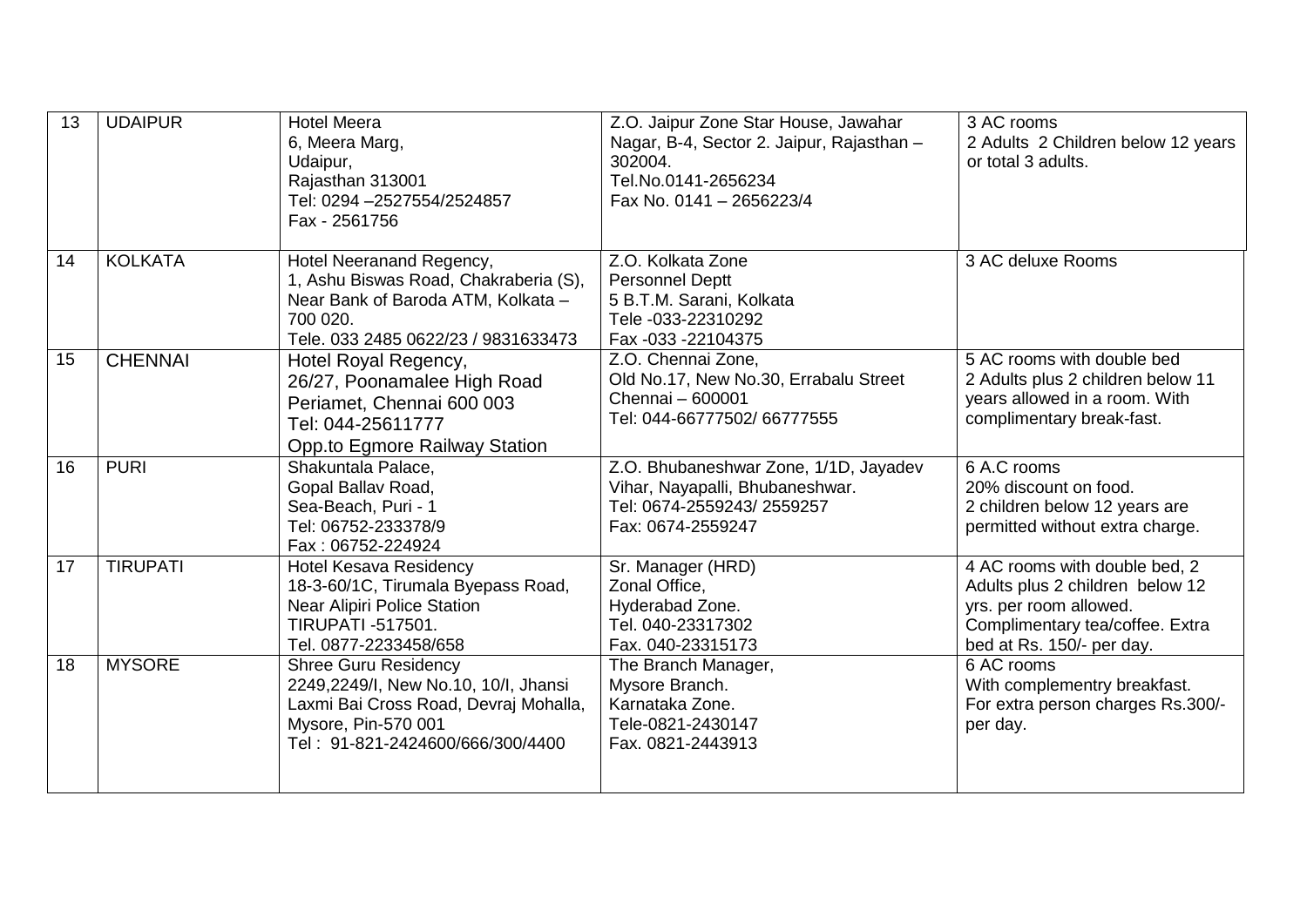| 13 | UDAIPUR | Hotel Meera<br>6, Meera Marg,<br>Udaipur,<br>Rajasthan 313001<br>Tel: 0294 –2527554/2524857<br>Fax - 2561756 | Z.O. Jaipur Zone Star House, Jawahar Nagar, B-4, Sector 2. Jaipur, Rajasthan – 302004.<br>Tel.No.0141-2656234<br>Fax No. 0141 – 2656223/4 | 3 AC rooms<br>2 Adults 2 Children below 12 years or total 3 adults. |
|---|---|---|---|---|
| 14 | KOLKATA | Hotel Neeranand Regency,<br>1, Ashu Biswas Road, Chakraberia (S), Near Bank of Baroda ATM, Kolkata – 700 020.<br>Tele. 033 2485 0622/23 / 9831633473 | Z.O. Kolkata Zone<br>Personnel Deptt<br>5 B.T.M. Sarani, Kolkata<br>Tele -033-22310292<br>Fax -033 -22104375 | 3 AC deluxe Rooms |
| 15 | CHENNAI | Hotel Royal Regency,<br>26/27, Poonamalee High Road<br>Periamet, Chennai 600 003<br>Tel: 044-25611777<br>Opp.to Egmore Railway Station | Z.O. Chennai Zone,<br>Old No.17, New No.30, Errabalu Street<br>Chennai – 600001<br>Tel: 044-66777502/ 66777555 | 5 AC rooms with double bed<br>2 Adults plus 2 children below 11 years allowed in a room. With complimentary break-fast. |
| 16 | PURI | Shakuntala Palace,<br>Gopal Ballav Road,<br>Sea-Beach, Puri - 1<br>Tel: 06752-233378/9<br>Fax : 06752-224924 | Z.O. Bhubaneshwar Zone, 1/1D, Jayadev Vihar, Nayapalli, Bhubaneshwar.<br>Tel: 0674-2559243/ 2559257<br>Fax: 0674-2559247 | 6 A.C rooms<br>20% discount on food.<br>2 children below 12 years are permitted without extra charge. |
| 17 | TIRUPATI | Hotel Kesava Residency<br>18-3-60/1C, Tirumala Byepass Road,<br>Near Alipiri Police Station<br>TIRUPATI -517501.<br>Tel. 0877-2233458/658 | Sr. Manager (HRD)<br>Zonal Office,<br>Hyderabad Zone.<br>Tel. 040-23317302<br>Fax. 040-23315173 | 4 AC rooms with double bed, 2 Adults plus 2 children below 12 yrs. per room allowed. Complimentary tea/coffee. Extra bed at Rs. 150/- per day. |
| 18 | MYSORE | Shree Guru Residency<br>2249,2249/I, New No.10, 10/I, Jhansi Laxmi Bai Cross Road, Devraj Mohalla, Mysore, Pin-570 001<br>Tel : 91-821-2424600/666/300/4400 | The Branch Manager,<br>Mysore Branch.<br>Karnataka Zone.<br>Tele-0821-2430147<br>Fax. 0821-2443913 | 6 AC rooms<br>With complementry breakfast.<br>For extra person charges Rs.300/- per day. |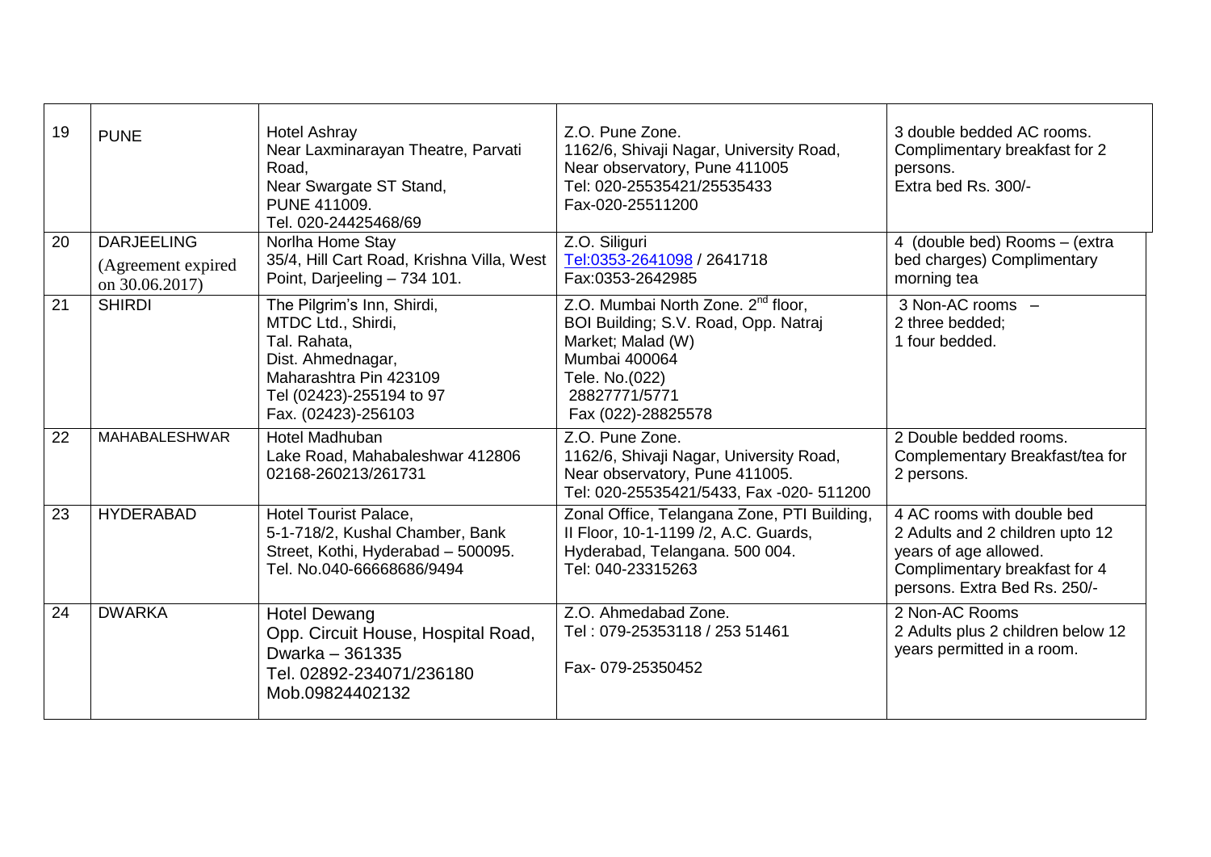| 19 | PUNE | Hotel Ashray<br>Near Laxminarayan Theatre, Parvati Road,<br>Near Swargate ST Stand,<br>PUNE 411009.<br>Tel. 020-24425468/69 | Z.O. Pune Zone.<br>1162/6, Shivaji Nagar, University Road, Near observatory, Pune 411005<br>Tel: 020-25535421/25535433<br>Fax-020-25511200 | 3 double bedded AC rooms.<br>Complimentary breakfast for 2 persons.<br>Extra bed Rs. 300/- |
|---|---|---|---|---|
| 20 | DARJEELING<br>(Agreement expired on 30.06.2017) | Norlha Home Stay<br>35/4, Hill Cart Road, Krishna Villa, West Point, Darjeeling – 734 101. | Z.O. Siliguri<br>Tel:0353-2641098 / 2641718<br>Fax:0353-2642985 | 4 (double bed) Rooms – (extra bed charges) Complimentary morning tea |
| 21 | SHIRDI | The Pilgrim's Inn, Shirdi,<br>MTDC Ltd., Shirdi,<br>Tal. Rahata,<br>Dist. Ahmednagar,<br>Maharashtra Pin 423109<br>Tel (02423)-255194 to 97<br>Fax. (02423)-256103 | Z.O. Mumbai North Zone. 2nd floor,<br>BOI Building; S.V. Road, Opp. Natraj Market; Malad (W)<br>Mumbai 400064<br>Tele. No.(022)<br>28827771/5771<br>Fax (022)-28825578 | 3 Non-AC rooms –<br>2 three bedded;<br>1 four bedded. |
| 22 | MAHABALESHWAR | Hotel Madhuban<br>Lake Road, Mahabaleshwar 412806<br>02168-260213/261731 | Z.O. Pune Zone.<br>1162/6, Shivaji Nagar, University Road, Near observatory, Pune 411005.<br>Tel: 020-25535421/5433, Fax -020- 511200 | 2 Double bedded rooms.<br>Complementary Breakfast/tea for 2 persons. |
| 23 | HYDERABAD | Hotel Tourist Palace,<br>5-1-718/2, Kushal Chamber, Bank Street, Kothi, Hyderabad – 500095.<br>Tel. No.040-66668686/9494 | Zonal Office, Telangana Zone, PTI Building, II Floor, 10-1-1199 /2, A.C. Guards, Hyderabad, Telangana. 500 004.<br>Tel: 040-23315263 | 4 AC rooms with double bed<br>2 Adults and 2 children upto 12 years of age allowed.<br>Complimentary breakfast for 4 persons. Extra Bed Rs. 250/- |
| 24 | DWARKA | Hotel Dewang<br>Opp. Circuit House, Hospital Road, Dwarka – 361335<br>Tel. 02892-234071/236180<br>Mob.09824402132 | Z.O. Ahmedabad Zone.<br>Tel : 079-25353118 / 253 51461<br><br>Fax- 079-25350452 | 2 Non-AC Rooms<br>2 Adults plus 2 children below 12 years permitted in a room. |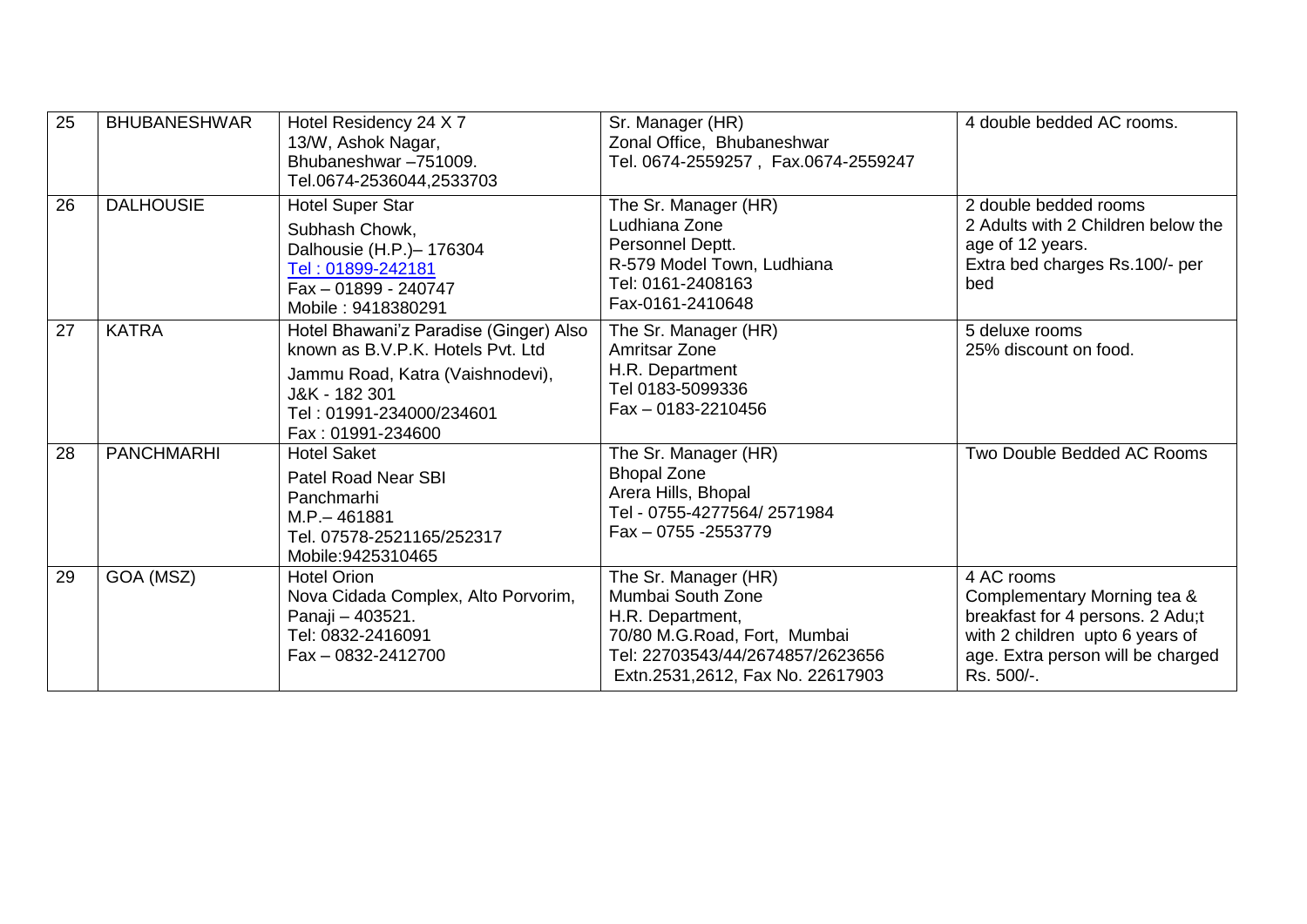| 25 | BHUBANESHWAR | Hotel Residency 24 X 7<br>13/W, Ashok Nagar,<br>Bhubaneshwar –751009.<br>Tel.0674-2536044,2533703 | Sr. Manager (HR)<br>Zonal Office, Bhubaneshwar<br>Tel. 0674-2559257 , Fax.0674-2559247 | 4 double bedded AC rooms. |
|---|---|---|---|---|
| 26 | DALHOUSIE | Hotel Super Star<br>Subhash Chowk,<br>Dalhousie (H.P.)– 176304<br>Tel : 01899-242181<br>Fax – 01899 - 240747<br>Mobile : 9418380291 | The Sr. Manager (HR)<br>Ludhiana Zone<br>Personnel Deptt.<br>R-579 Model Town, Ludhiana<br>Tel: 0161-2408163<br>Fax-0161-2410648 | 2 double bedded rooms<br>2 Adults with 2 Children below the age of 12 years.<br>Extra bed charges Rs.100/- per bed |
| 27 | KATRA | Hotel Bhawani'z Paradise (Ginger) Also known as B.V.P.K. Hotels Pvt. Ltd<br>Jammu Road, Katra (Vaishnodevi), J&K - 182 301<br>Tel : 01991-234000/234601<br>Fax : 01991-234600 | The Sr. Manager (HR)<br>Amritsar Zone<br>H.R. Department<br>Tel 0183-5099336<br>Fax – 0183-2210456 | 5 deluxe rooms<br>25% discount on food. |
| 28 | PANCHMARHI | Hotel Saket<br>Patel Road Near SBI<br>Panchmarhi<br>M.P.– 461881<br>Tel. 07578-2521165/252317<br>Mobile:9425310465 | The Sr. Manager (HR)<br>Bhopal Zone<br>Arera Hills, Bhopal<br>Tel - 0755-4277564/ 2571984<br>Fax – 0755 -2553779 | Two Double Bedded AC Rooms |
| 29 | GOA (MSZ) | Hotel Orion<br>Nova Cidada Complex, Alto Porvorim, Panaji – 403521.<br>Tel: 0832-2416091<br>Fax – 0832-2412700 | The Sr. Manager (HR)<br>Mumbai South Zone<br>H.R. Department,<br>70/80 M.G.Road, Fort, Mumbai<br>Tel: 22703543/44/2674857/2623656<br>Extn.2531,2612, Fax No. 22617903 | 4 AC rooms<br>Complementary Morning tea & breakfast for 4 persons. 2 Adu;t with 2 children upto 6 years of age. Extra person will be charged Rs. 500/-. |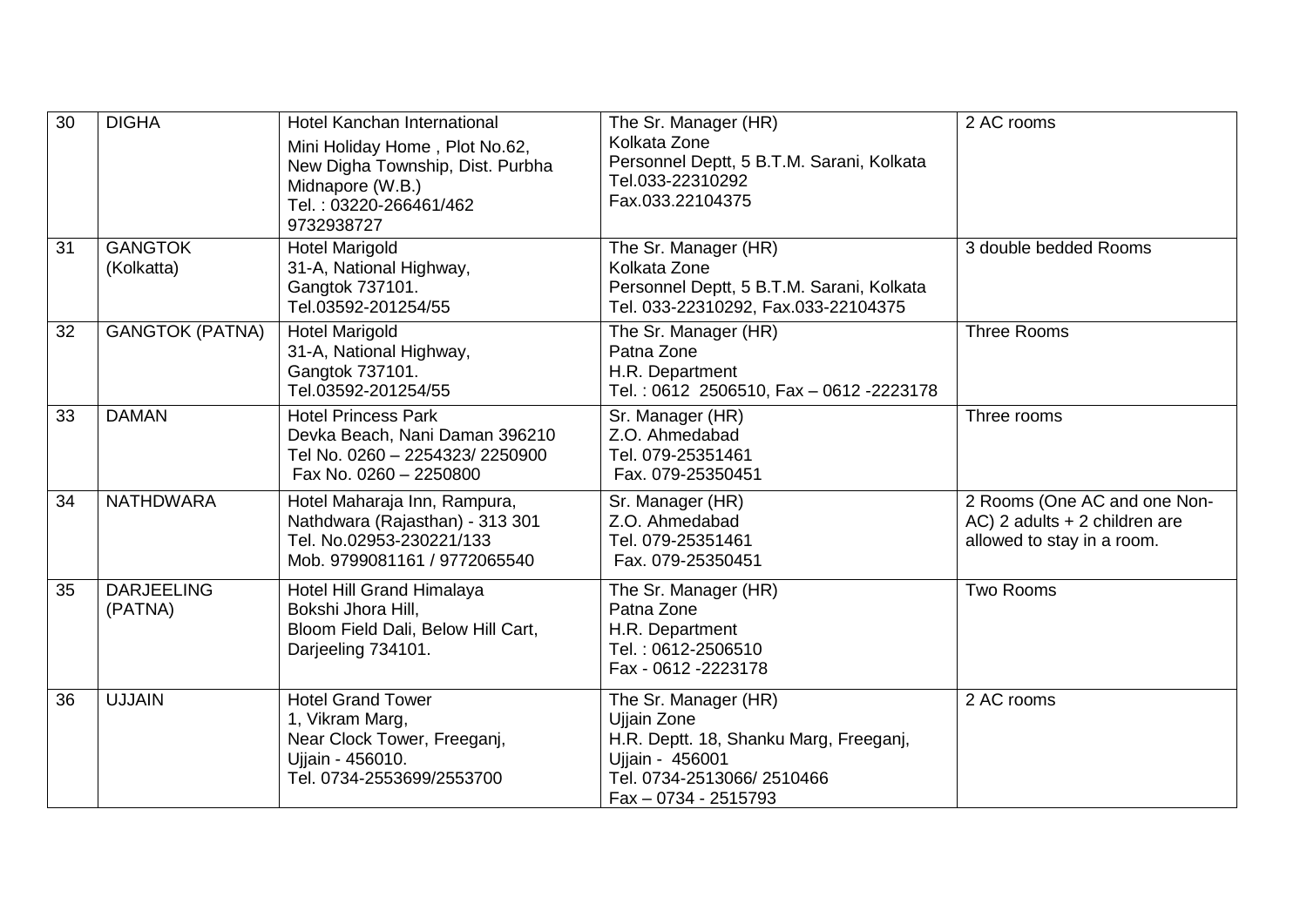| 30 | DIGHA | Hotel Kanchan International<br>Mini Holiday Home , Plot No.62, New Digha Township, Dist. Purbha Midnapore (W.B.)<br>Tel. : 03220-266461/462<br>9732938727 | The Sr. Manager (HR)<br>Kolkata Zone<br>Personnel Deptt, 5 B.T.M. Sarani, Kolkata<br>Tel.033-22310292<br>Fax.033.22104375 | 2 AC rooms |
|---|---|---|---|---|
| 31 | GANGTOK (Kolkatta) | Hotel Marigold<br>31-A, National Highway,<br>Gangtok 737101.<br>Tel.03592-201254/55 | The Sr. Manager (HR)<br>Kolkata Zone<br>Personnel Deptt, 5 B.T.M. Sarani, Kolkata<br>Tel. 033-22310292, Fax.033-22104375 | 3 double bedded Rooms |
| 32 | GANGTOK (PATNA) | Hotel Marigold<br>31-A, National Highway,<br>Gangtok 737101.<br>Tel.03592-201254/55 | The Sr. Manager (HR)<br>Patna Zone<br>H.R. Department<br>Tel. : 0612 2506510, Fax – 0612 -2223178 | Three Rooms |
| 33 | DAMAN | Hotel Princess Park<br>Devka Beach, Nani Daman 396210<br>Tel No. 0260 – 2254323/ 2250900<br>Fax No. 0260 – 2250800 | Sr. Manager (HR)<br>Z.O. Ahmedabad<br>Tel. 079-25351461<br>Fax. 079-25350451 | Three rooms |
| 34 | NATHDWARA | Hotel Maharaja Inn, Rampura, Nathdwara (Rajasthan) - 313 301<br>Tel. No.02953-230221/133<br>Mob. 9799081161 / 9772065540 | Sr. Manager (HR)<br>Z.O. Ahmedabad<br>Tel. 079-25351461<br>Fax. 079-25350451 | 2 Rooms (One AC and one Non-AC) 2 adults + 2 children are allowed to stay in a room. |
| 35 | DARJEELING (PATNA) | Hotel Hill Grand Himalaya<br>Bokshi Jhora Hill,<br>Bloom Field Dali, Below Hill Cart,<br>Darjeeling 734101. | The Sr. Manager (HR)<br>Patna Zone<br>H.R. Department<br>Tel. : 0612-2506510<br>Fax - 0612 -2223178 | Two Rooms |
| 36 | UJJAIN | Hotel Grand Tower<br>1, Vikram Marg,<br>Near Clock Tower, Freeganj,<br>Ujjain - 456010.<br>Tel. 0734-2553699/2553700 | The Sr. Manager (HR)<br>Ujjain Zone<br>H.R. Deptt. 18, Shanku Marg, Freeganj,<br>Ujjain - 456001<br>Tel. 0734-2513066/ 2510466<br>Fax – 0734 - 2515793 | 2 AC rooms |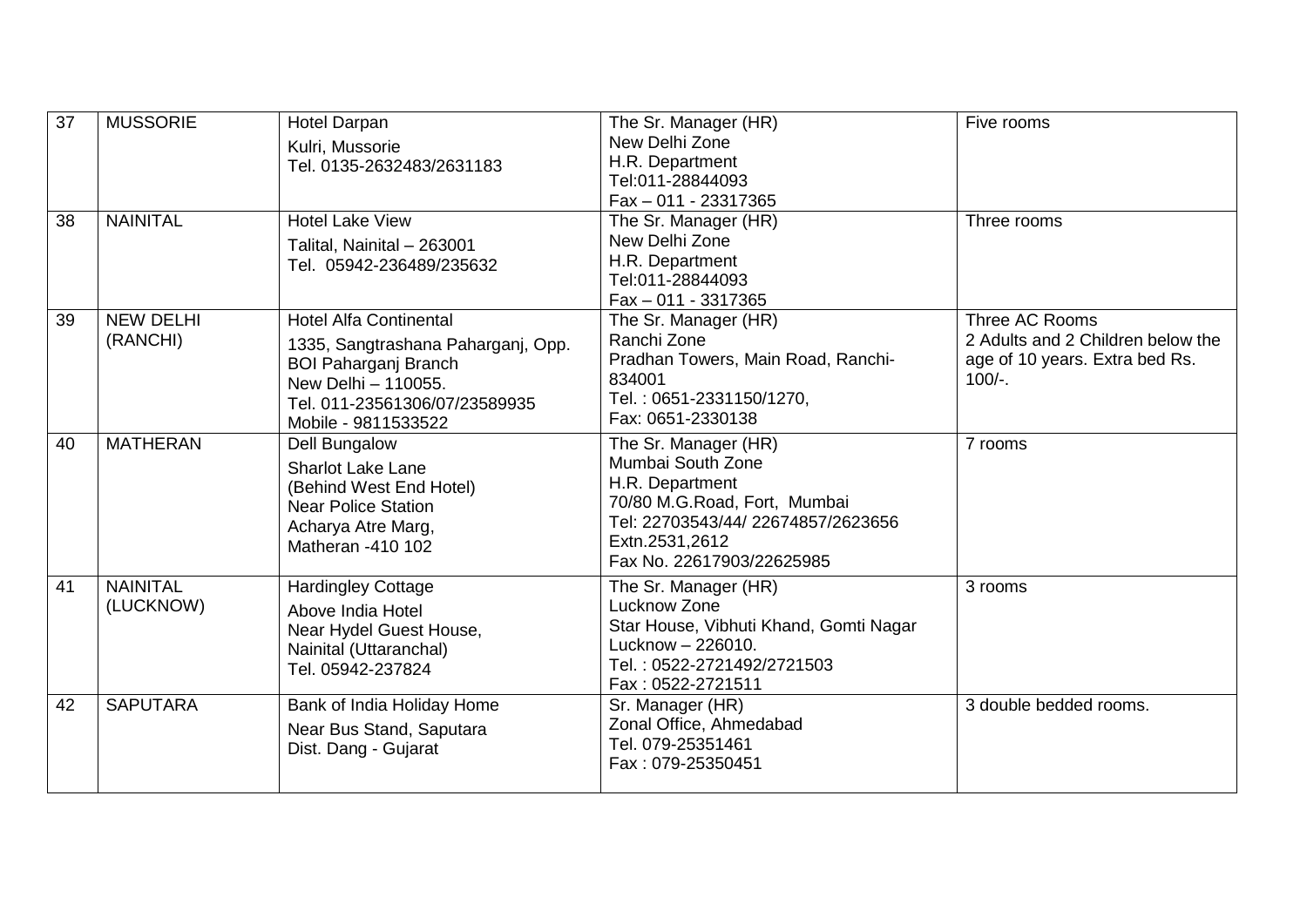| 37 | MUSSORIE | Hotel Darpan<br>Kulri, Mussorie<br>Tel. 0135-2632483/2631183 | The Sr. Manager (HR)<br>New Delhi Zone<br>H.R. Department<br>Tel:011-28844093<br>Fax – 011 - 23317365 | Five rooms |
|---|---|---|---|---|
| 38 | NAINITAL | Hotel Lake View<br>Talital, Nainital – 263001<br>Tel. 05942-236489/235632 | The Sr. Manager (HR)<br>New Delhi Zone<br>H.R. Department<br>Tel:011-28844093<br>Fax – 011 - 3317365 | Three rooms |
| 39 | NEW DELHI (RANCHI) | Hotel Alfa Continental<br>1335, Sangtrashana Paharganj, Opp. BOI Paharganj Branch<br>New Delhi – 110055.<br>Tel. 011-23561306/07/23589935<br>Mobile - 9811533522 | The Sr. Manager (HR)<br>Ranchi Zone<br>Pradhan Towers, Main Road, Ranchi-834001<br>Tel. : 0651-2331150/1270,<br>Fax: 0651-2330138 | Three AC Rooms<br>2 Adults and 2 Children below the age of 10 years. Extra bed Rs. 100/-. |
| 40 | MATHERAN | Dell Bungalow<br>Sharlot Lake Lane<br>(Behind West End Hotel)<br>Near Police Station<br>Acharya Atre Marg,<br>Matheran -410 102 | The Sr. Manager (HR)<br>Mumbai South Zone<br>H.R. Department<br>70/80 M.G.Road, Fort, Mumbai<br>Tel: 22703543/44/ 22674857/2623656<br>Extn.2531,2612<br>Fax No. 22617903/22625985 | 7 rooms |
| 41 | NAINITAL (LUCKNOW) | Hardingley Cottage<br>Above India Hotel<br>Near Hydel Guest House,<br>Nainital (Uttaranchal)<br>Tel. 05942-237824 | The Sr. Manager (HR)<br>Lucknow Zone<br>Star House, Vibhuti Khand, Gomti Nagar<br>Lucknow – 226010.<br>Tel. : 0522-2721492/2721503<br>Fax : 0522-2721511 | 3 rooms |
| 42 | SAPUTARA | Bank of India Holiday Home<br>Near Bus Stand, Saputara<br>Dist. Dang - Gujarat | Sr. Manager (HR)<br>Zonal Office, Ahmedabad<br>Tel. 079-25351461<br>Fax : 079-25350451 | 3 double bedded rooms. |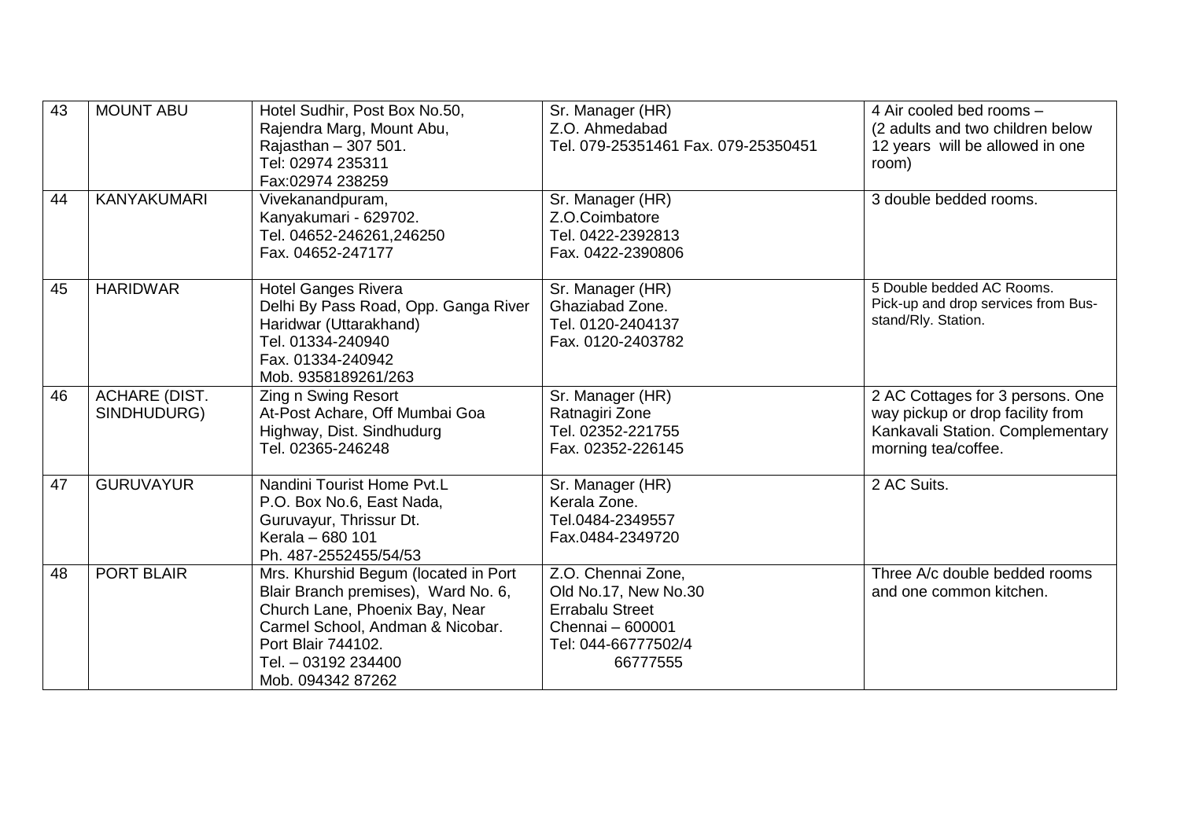| 43 | MOUNT ABU | Hotel Sudhir, Post Box No.50, Rajendra Marg, Mount Abu, Rajasthan – 307 501. Tel: 02974 235311 Fax:02974 238259 | Sr. Manager (HR) Z.O. Ahmedabad Tel. 079-25351461 Fax. 079-25350451 | 4 Air cooled bed rooms – (2 adults and two children below 12 years will be allowed in one room) |
|---|---|---|---|---|
| 44 | KANYAKUMARI | Vivekanandpuram, Kanyakumari - 629702. Tel. 04652-246261,246250 Fax. 04652-247177 | Sr. Manager (HR) Z.O.Coimbatore Tel. 0422-2392813 Fax. 0422-2390806 | 3 double bedded rooms. |
| 45 | HARIDWAR | Hotel Ganges Rivera Delhi By Pass Road, Opp. Ganga River Haridwar (Uttarakhand) Tel. 01334-240940 Fax. 01334-240942 Mob. 9358189261/263 | Sr. Manager (HR) Ghaziabad Zone. Tel. 0120-2404137 Fax. 0120-2403782 | 5 Double bedded AC Rooms. Pick-up and drop services from Bus-stand/Rly. Station. |
| 46 | ACHARE (DIST. SINDHUDURG) | Zing n Swing Resort At-Post Achare, Off Mumbai Goa Highway, Dist. Sindhudurg Tel. 02365-246248 | Sr. Manager (HR) Ratnagiri Zone Tel. 02352-221755 Fax. 02352-226145 | 2 AC Cottages for 3 persons. One way pickup or drop facility from Kankavali Station. Complementary morning tea/coffee. |
| 47 | GURUVAYUR | Nandini Tourist Home Pvt.L P.O. Box No.6, East Nada, Guruvayur, Thrissur Dt. Kerala – 680 101 Ph. 487-2552455/54/53 | Sr. Manager (HR) Kerala Zone. Tel.0484-2349557 Fax.0484-2349720 | 2 AC Suits. |
| 48 | PORT BLAIR | Mrs. Khurshid Begum (located in Port Blair Branch premises), Ward No. 6, Church Lane, Phoenix Bay, Near Carmel School, Andman & Nicobar. Port Blair 744102. Tel. – 03192 234400 Mob. 094342 87262 | Z.O. Chennai Zone, Old No.17, New No.30 Errabalu Street Chennai – 600001 Tel: 044-66777502/4 66777555 | Three A/c double bedded rooms and one common kitchen. |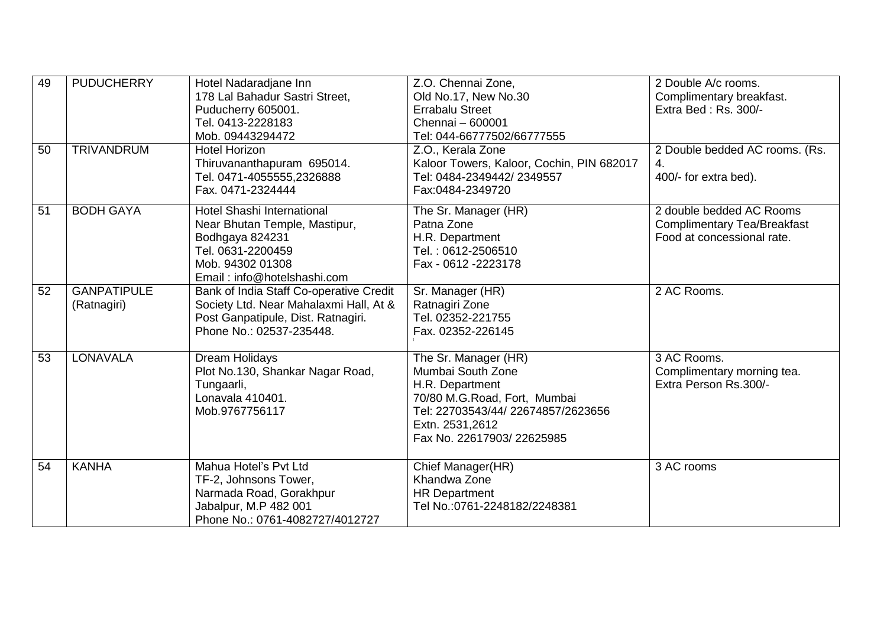| 49 | PUDUCHERRY | Hotel Nadaradjane Inn<br>178 Lal Bahadur Sastri Street,<br>Puducherry 605001.<br>Tel. 0413-2228183<br>Mob. 09443294472 | Z.O. Chennai Zone,<br>Old No.17, New No.30<br>Errabalu Street<br>Chennai – 600001<br>Tel: 044-66777502/66777555 | 2 Double A/c rooms.<br>Complimentary breakfast.<br>Extra Bed : Rs. 300/- |
|---|---|---|---|---|
| 50 | TRIVANDRUM | Hotel Horizon<br>Thiruvananthapuram 695014.<br>Tel. 0471-4055555,2326888<br>Fax. 0471-2324444 | Z.O., Kerala Zone<br>Kaloor Towers, Kaloor, Cochin, PIN 682017<br>Tel: 0484-2349442/ 2349557<br>Fax:0484-2349720 | 2 Double bedded AC rooms. (Rs. 4.<br>400/- for extra bed). |
| 51 | BODH GAYA | Hotel Shashi International<br>Near Bhutan Temple, Mastipur,<br>Bodhgaya 824231<br>Tel. 0631-2200459<br>Mob. 94302 01308<br>Email : info@hotelshashi.com | The Sr. Manager (HR)<br>Patna Zone<br>H.R. Department<br>Tel. : 0612-2506510<br>Fax - 0612 -2223178 | 2 double bedded AC Rooms<br>Complimentary Tea/Breakfast<br>Food at concessional rate. |
| 52 | GANPATIPULE (Ratnagiri) | Bank of India Staff Co-operative Credit Society Ltd. Near Mahalaxmi Hall, At & Post Ganpatipule, Dist. Ratnagiri.<br>Phone No.: 02537-235448. | Sr. Manager (HR)<br>Ratnagiri Zone<br>Tel. 02352-221755<br>Fax. 02352-226145 | 2 AC Rooms. |
| 53 | LONAVALA | Dream Holidays<br>Plot No.130, Shankar Nagar Road,<br>Tungaarli,<br>Lonavala 410401.<br>Mob.9767756117 | The Sr. Manager (HR)<br>Mumbai South Zone<br>H.R. Department<br>70/80 M.G.Road, Fort, Mumbai<br>Tel: 22703543/44/ 22674857/2623656<br>Extn. 2531,2612<br>Fax No. 22617903/ 22625985 | 3 AC Rooms.<br>Complimentary morning tea.<br>Extra Person Rs.300/- |
| 54 | KANHA | Mahua Hotel's Pvt Ltd<br>TF-2, Johnsons Tower,<br>Narmada Road, Gorakhpur<br>Jabalpur, M.P 482 001<br>Phone No.: 0761-4082727/4012727 | Chief Manager(HR)<br>Khandwa Zone<br>HR Department<br>Tel No.:0761-2248182/2248381 | 3 AC rooms |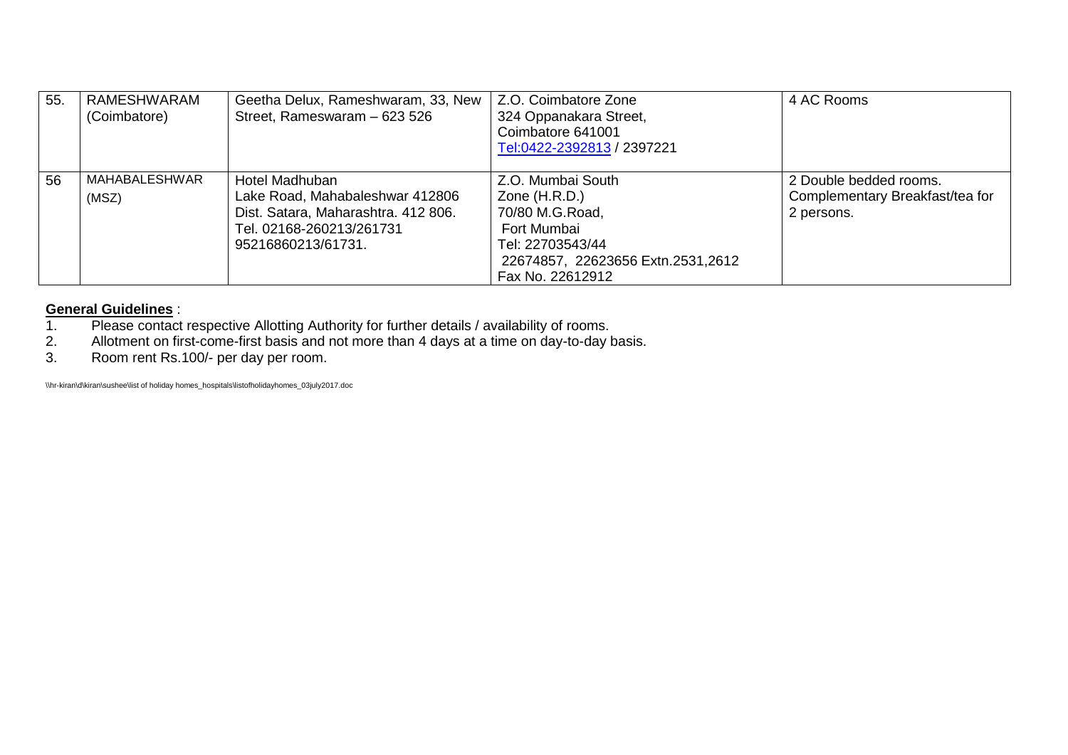| | | | | |
|---|---|---|---|---|
| 55. | RAMESHWARAM (Coimbatore) | Geetha Delux, Rameshwaram, 33, New Street, Rameswaram – 623 526 | Z.O. Coimbatore Zone<br>324 Oppanakara Street,<br>Coimbatore 641001<br>Tel:0422-2392813 / 2397221 | 4 AC Rooms |
| 56 | MAHABALESHWAR (MSZ) | Hotel Madhuban<br>Lake Road, Mahabaleshwar 412806<br>Dist. Satara, Maharashtra. 412 806.<br>Tel. 02168-260213/261731<br>95216860213/61731. | Z.O. Mumbai South<br>Zone (H.R.D.)<br>70/80 M.G.Road,<br>Fort Mumbai<br>Tel: 22703543/44<br>22674857, 22623656 Extn.2531,2612<br>Fax No. 22612912 | 2 Double bedded rooms.<br>Complementary Breakfast/tea for 2 persons. |

**General Guidelines** :

1. Please contact respective Allotting Authority for further details / availability of rooms.
2. Allotment on first-come-first basis and not more than 4 days at a time on day-to-day basis.
3. Room rent Rs.100/- per day per room.

\\hr-kiran\d\kiran\sushee\list of holiday homes_hospitals\listofholidayhomes_03july2017.doc